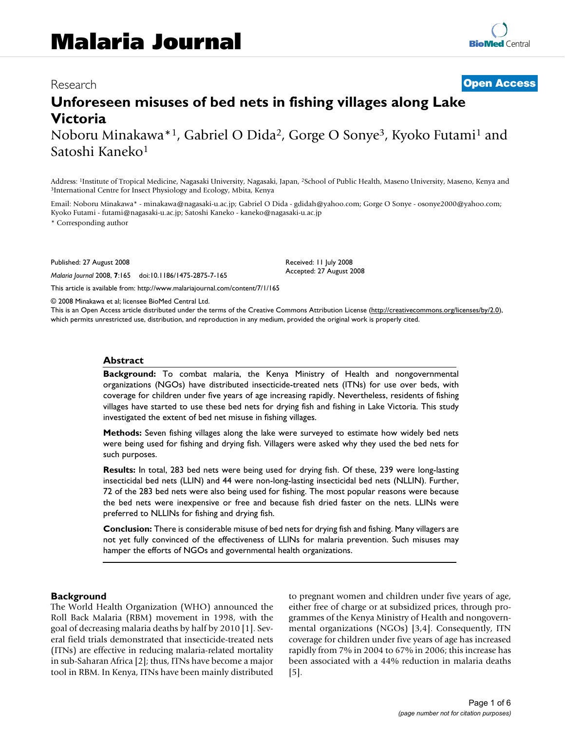# Malaria Journal

Research

**Open Access**

# Unforeseen misuses of bed nets in fishing villages along Lake Victoria

Noboru Minakawa*[1], Gabriel O Dida[2], Gorge O Sonye[3], Kyoko Futami[1] and Satoshi Kaneko[1]

Address: [1]Institute of Tropical Medicine, Nagasaki University, Nagasaki, Japan, [2]School of Public Health, Maseno University, Maseno, Kenya and [3]International Centre for Insect Physiology and Ecology, Mbita, Kenya

Email: Noboru Minakawa* - minakawa@nagasaki-u.ac.jp; Gabriel O Dida - gdidah@yahoo.com; Gorge O Sonye - osonye2000@yahoo.com; Kyoko Futami - futami@nagasaki-u.ac.jp; Satoshi Kaneko - kaneko@nagasaki-u.ac.jp

* Corresponding author

Published: 27 August 2008

Received: 11 July 2008
Accepted: 27 August 2008

*Malaria Journal* 2008, **7**:165 doi:10.1186/1475-2875-7-165

This article is available from: http://www.malariajournal.com/content/7/1/165

© 2008 Minakawa et al; licensee BioMed Central Ltd.

This is an Open Access article distributed under the terms of the Creative Commons Attribution License (http://creativecommons.org/licenses/by/2.0), which permits unrestricted use, distribution, and reproduction in any medium, provided the original work is properly cited.

## Abstract

**Background:** To combat malaria, the Kenya Ministry of Health and nongovernmental organizations (NGOs) have distributed insecticide-treated nets (ITNs) for use over beds, with coverage for children under five years of age increasing rapidly. Nevertheless, residents of fishing villages have started to use these bed nets for drying fish and fishing in Lake Victoria. This study investigated the extent of bed net misuse in fishing villages.

**Methods:** Seven fishing villages along the lake were surveyed to estimate how widely bed nets were being used for fishing and drying fish. Villagers were asked why they used the bed nets for such purposes.

**Results:** In total, 283 bed nets were being used for drying fish. Of these, 239 were long-lasting insecticidal bed nets (LLIN) and 44 were non-long-lasting insecticidal bed nets (NLLIN). Further, 72 of the 283 bed nets were also being used for fishing. The most popular reasons were because the bed nets were inexpensive or free and because fish dried faster on the nets. LLINs were preferred to NLLINs for fishing and drying fish.

**Conclusion:** There is considerable misuse of bed nets for drying fish and fishing. Many villagers are not yet fully convinced of the effectiveness of LLINs for malaria prevention. Such misuses may hamper the efforts of NGOs and governmental health organizations.

## Background

The World Health Organization (WHO) announced the Roll Back Malaria (RBM) movement in 1998, with the goal of decreasing malaria deaths by half by 2010 [1]. Several field trials demonstrated that insecticide-treated nets (ITNs) are effective in reducing malaria-related mortality in sub-Saharan Africa [2]; thus, ITNs have become a major tool in RBM. In Kenya, ITNs have been mainly distributed to pregnant women and children under five years of age, either free of charge or at subsidized prices, through programmes of the Kenya Ministry of Health and nongovernmental organizations (NGOs) [3,4]. Consequently, ITN coverage for children under five years of age has increased rapidly from 7% in 2004 to 67% in 2006; this increase has been associated with a 44% reduction in malaria deaths [5].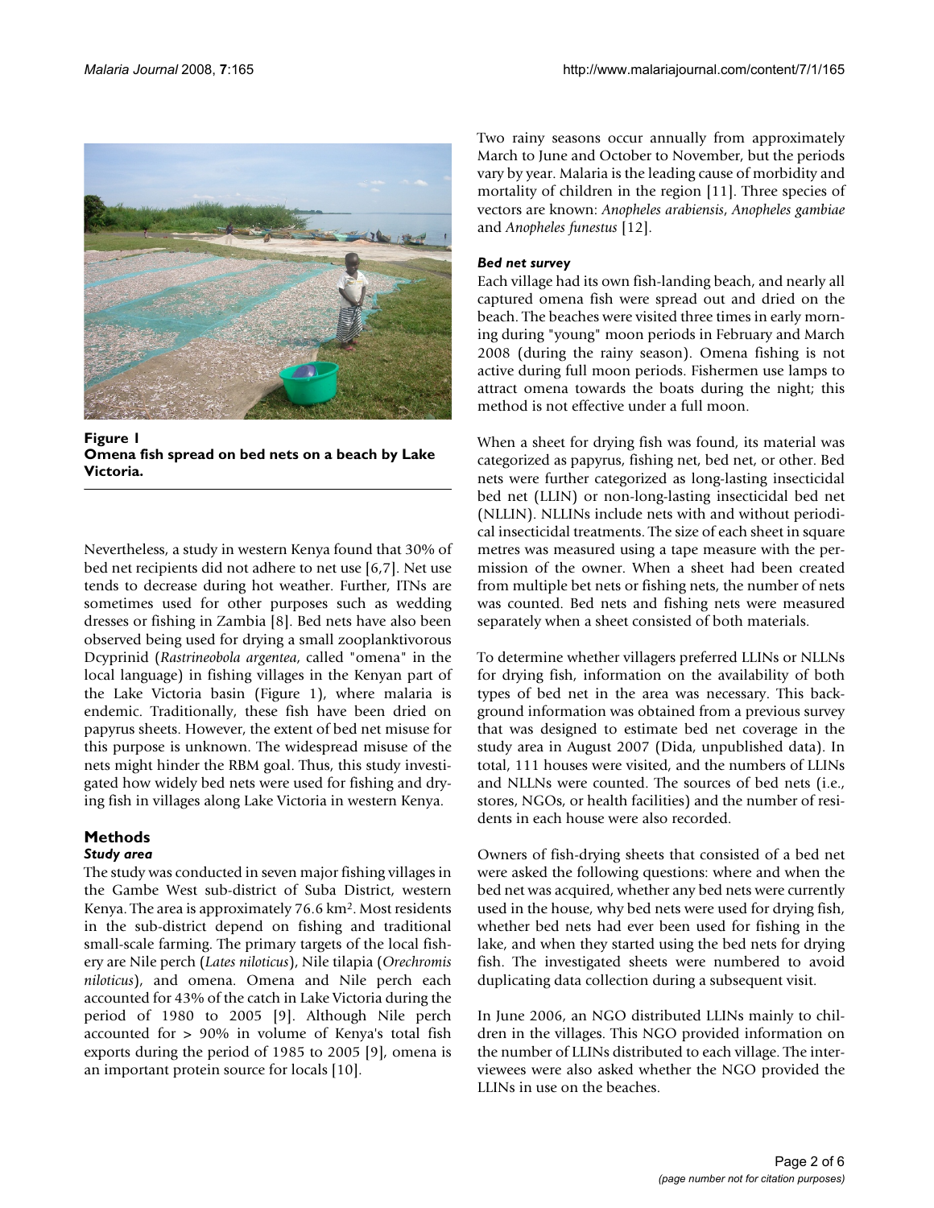**Figure 1**
**Omena fish spread on bed nets on a beach by Lake Victoria.**

Nevertheless, a study in western Kenya found that 30% of bed net recipients did not adhere to net use [6,7]. Net use tends to decrease during hot weather. Further, ITNs are sometimes used for other purposes such as wedding dresses or fishing in Zambia [8]. Bed nets have also been observed being used for drying a small zooplanktivorous Dcyprinid (*Rastrineobola argentea*, called "omena" in the local language) in fishing villages in the Kenyan part of the Lake Victoria basin (Figure 1), where malaria is endemic. Traditionally, these fish have been dried on papyrus sheets. However, the extent of bed net misuse for this purpose is unknown. The widespread misuse of the nets might hinder the RBM goal. Thus, this study investigated how widely bed nets were used for fishing and drying fish in villages along Lake Victoria in western Kenya.

## Methods

### Study area

The study was conducted in seven major fishing villages in the Gambe West sub-district of Suba District, western Kenya. The area is approximately 76.6 km$^2$. Most residents in the sub-district depend on fishing and traditional small-scale farming. The primary targets of the local fishery are Nile perch (*Lates niloticus*), Nile tilapia (*Orechromis niloticus*), and omena. Omena and Nile perch each accounted for 43% of the catch in Lake Victoria during the period of 1980 to 2005 [9]. Although Nile perch accounted for > 90% in volume of Kenya's total fish exports during the period of 1985 to 2005 [9], omena is an important protein source for locals [10].

Two rainy seasons occur annually from approximately March to June and October to November, but the periods vary by year. Malaria is the leading cause of morbidity and mortality of children in the region [11]. Three species of vectors are known: *Anopheles arabiensis*, *Anopheles gambiae* and *Anopheles funestus* [12].

### Bed net survey

Each village had its own fish-landing beach, and nearly all captured omena fish were spread out and dried on the beach. The beaches were visited three times in early morning during "young" moon periods in February and March 2008 (during the rainy season). Omena fishing is not active during full moon periods. Fishermen use lamps to attract omena towards the boats during the night; this method is not effective under a full moon.

When a sheet for drying fish was found, its material was categorized as papyrus, fishing net, bed net, or other. Bed nets were further categorized as long-lasting insecticidal bed net (LLIN) or non-long-lasting insecticidal bed net (NLLIN). NLLINs include nets with and without periodical insecticidal treatments. The size of each sheet in square metres was measured using a tape measure with the permission of the owner. When a sheet had been created from multiple bet nets or fishing nets, the number of nets was counted. Bed nets and fishing nets were measured separately when a sheet consisted of both materials.

To determine whether villagers preferred LLINs or NLLNs for drying fish, information on the availability of both types of bed net in the area was necessary. This background information was obtained from a previous survey that was designed to estimate bed net coverage in the study area in August 2007 (Dida, unpublished data). In total, 111 houses were visited, and the numbers of LLINs and NLLNs were counted. The sources of bed nets (i.e., stores, NGOs, or health facilities) and the number of residents in each house were also recorded.

Owners of fish-drying sheets that consisted of a bed net were asked the following questions: where and when the bed net was acquired, whether any bed nets were currently used in the house, why bed nets were used for drying fish, whether bed nets had ever been used for fishing in the lake, and when they started using the bed nets for drying fish. The investigated sheets were numbered to avoid duplicating data collection during a subsequent visit.

In June 2006, an NGO distributed LLINs mainly to children in the villages. This NGO provided information on the number of LLINs distributed to each village. The interviewees were also asked whether the NGO provided the LLINs in use on the beaches.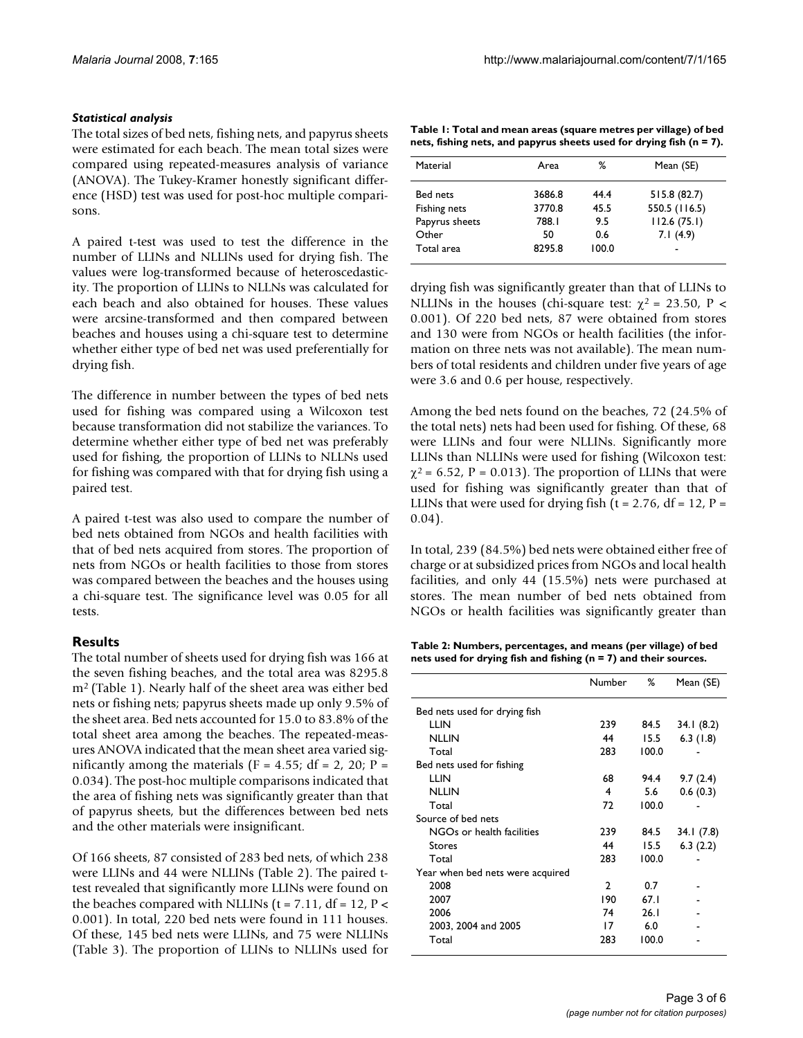### *Statistical analysis*

The total sizes of bed nets, fishing nets, and papyrus sheets were estimated for each beach. The mean total sizes were compared using repeated-measures analysis of variance (ANOVA). The Tukey-Kramer honestly significant difference (HSD) test was used for post-hoc multiple comparisons.

A paired t-test was used to test the difference in the number of LLINs and NLLINs used for drying fish. The values were log-transformed because of heteroscedasticity. The proportion of LLINs to NLLNs was calculated for each beach and also obtained for houses. These values were arcsine-transformed and then compared between beaches and houses using a chi-square test to determine whether either type of bed net was used preferentially for drying fish.

The difference in number between the types of bed nets used for fishing was compared using a Wilcoxon test because transformation did not stabilize the variances. To determine whether either type of bed net was preferably used for fishing, the proportion of LLINs to NLLNs used for fishing was compared with that for drying fish using a paired test.

A paired t-test was also used to compare the number of bed nets obtained from NGOs and health facilities with that of bed nets acquired from stores. The proportion of nets from NGOs or health facilities to those from stores was compared between the beaches and the houses using a chi-square test. The significance level was 0.05 for all tests.

## Results

The total number of sheets used for drying fish was 166 at the seven fishing beaches, and the total area was 8295.8 $m^2$ (Table 1). Nearly half of the sheet area was either bed nets or fishing nets; papyrus sheets made up only 9.5% of the sheet area. Bed nets accounted for 15.0 to 83.8% of the total sheet area among the beaches. The repeated-measures ANOVA indicated that the mean sheet area varied significantly among the materials ($F = 4.55$; df = 2, 20; $P = 0.034$). The post-hoc multiple comparisons indicated that the area of fishing nets was significantly greater than that of papyrus sheets, but the differences between bed nets and the other materials were insignificant.

**Table 1: Total and mean areas (square metres per village) of bed nets, fishing nets, and papyrus sheets used for drying fish (n = 7).**

| Material | Area | % | Mean (SE) |
|---|---|---|---|
| Bed nets | 3686.8 | 44.4 | 515.8 (82.7) |
| Fishing nets | 3770.8 | 45.5 | 550.5 (116.5) |
| Papyrus sheets | 788.1 | 9.5 | 112.6 (75.1) |
| Other | 50 | 0.6 | 7.1 (4.9) |
| Total area | 8295.8 | 100.0 | - |

Of 166 sheets, 87 consisted of 283 bed nets, of which 238 were LLINs and 44 were NLLINs (Table 2). The paired t-test revealed that significantly more LLINs were found on the beaches compared with NLLINs ($t = 7.11$, df = 12, $P < 0.001$). In total, 220 bed nets were found in 111 houses. Of these, 145 bed nets were LLINs, and 75 were NLLINs (Table 3). The proportion of LLINs to NLLINs used for drying fish was significantly greater than that of LLINs to NLLINs in the houses (chi-square test: $\chi^2 = 23.50$, $P < 0.001$). Of 220 bed nets, 87 were obtained from stores and 130 were from NGOs or health facilities (the information on three nets was not available). The mean numbers of total residents and children under five years of age were 3.6 and 0.6 per house, respectively.

Among the bed nets found on the beaches, 72 (24.5% of the total nets) nets had been used for fishing. Of these, 68 were LLINs and four were NLLINs. Significantly more LLINs than NLLINs were used for fishing (Wilcoxon test: $\chi^2 = 6.52$, $P = 0.013$). The proportion of LLINs that were used for fishing was significantly greater than that of LLINs that were used for drying fish ($t = 2.76$, df = 12, $P = 0.04$).

In total, 239 (84.5%) bed nets were obtained either free of charge or at subsidized prices from NGOs and local health facilities, and only 44 (15.5%) nets were purchased at stores. The mean number of bed nets obtained from NGOs or health facilities was significantly greater than

**Table 2: Numbers, percentages, and means (per village) of bed nets used for drying fish and fishing (n = 7) and their sources.**

| | Number | % | Mean (SE) |
|---|---|---|---|
| Bed nets used for drying fish | | | |
| LLIN | 239 | 84.5 | 34.1 (8.2) |
| NLLIN | 44 | 15.5 | 6.3 (1.8) |
| Total | 283 | 100.0 | - |
| Bed nets used for fishing | | | |
| LLIN | 68 | 94.4 | 9.7 (2.4) |
| NLLIN | 4 | 5.6 | 0.6 (0.3) |
| Total | 72 | 100.0 | - |
| Source of bed nets | | | |
| NGOs or health facilities | 239 | 84.5 | 34.1 (7.8) |
| Stores | 44 | 15.5 | 6.3 (2.2) |
| Total | 283 | 100.0 | - |
| Year when bed nets were acquired | | | |
| 2008 | 2 | 0.7 | - |
| 2007 | 190 | 67.1 | - |
| 2006 | 74 | 26.1 | - |
| 2003, 2004 and 2005 | 17 | 6.0 | - |
| Total | 283 | 100.0 | - |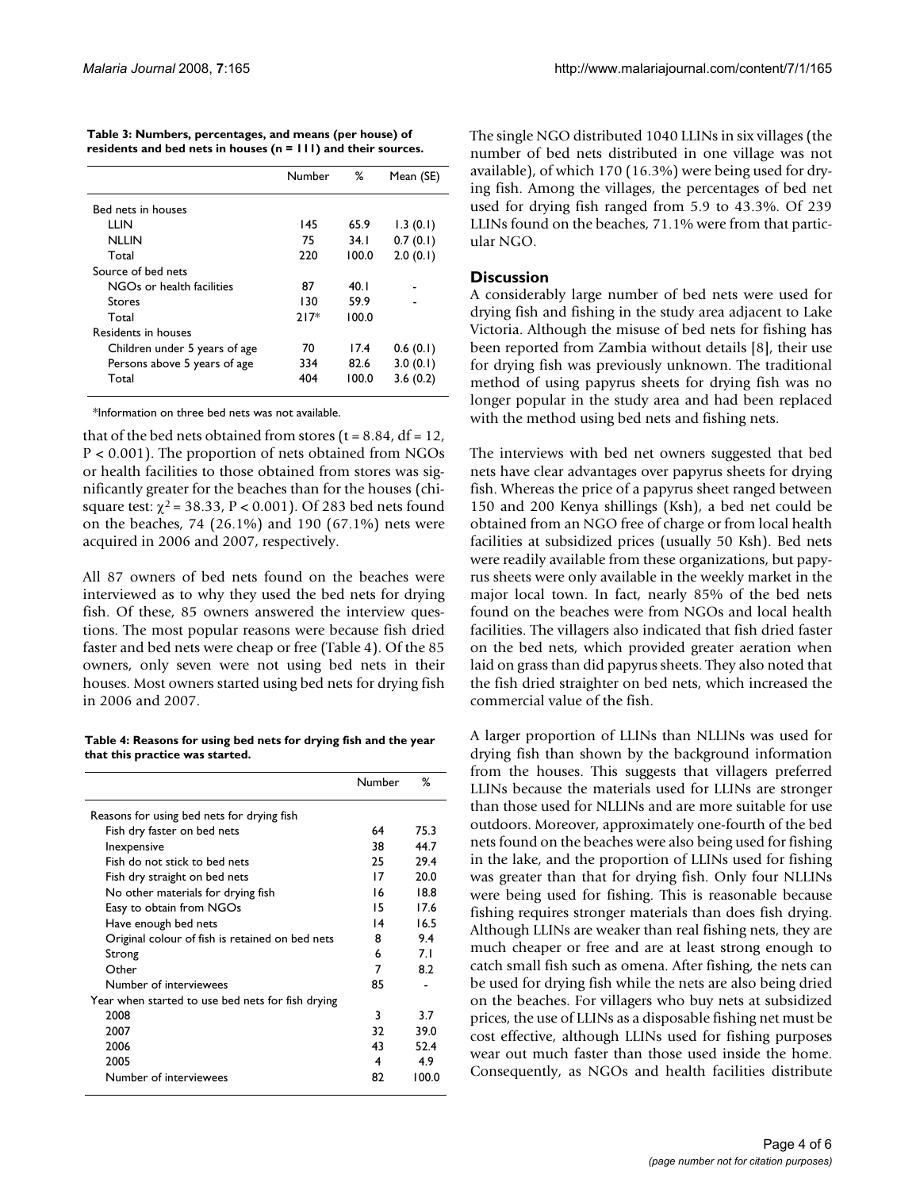**Table 3: Numbers, percentages, and means (per house) of residents and bed nets in houses (n = 111) and their sources.**

| | Number | % | Mean (SE) |
|---|---|---|---|
| Bed nets in houses | | | |
| LLIN | 145 | 65.9 | 1.3 (0.1) |
| NLLIN | 75 | 34.1 | 0.7 (0.1) |
| Total | 220 | 100.0 | 2.0 (0.1) |
| Source of bed nets | | | |
| NGOs or health facilities | 87 | 40.1 | - |
| Stores | 130 | 59.9 | - |
| Total | 217* | 100.0 | |
| Residents in houses | | | |
| Children under 5 years of age | 70 | 17.4 | 0.6 (0.1) |
| Persons above 5 years of age | 334 | 82.6 | 3.0 (0.1) |
| Total | 404 | 100.0 | 3.6 (0.2) |

*Information on three bed nets was not available.

that of the bed nets obtained from stores ($t = 8.84$, $df = 12$, $P < 0.001$). The proportion of nets obtained from NGOs or health facilities to those obtained from stores was significantly greater for the beaches than for the houses (chi-square test: $\chi^2 = 38.33$, $P < 0.001$). Of 283 bed nets found on the beaches, 74 (26.1%) and 190 (67.1%) nets were acquired in 2006 and 2007, respectively.

All 87 owners of bed nets found on the beaches were interviewed as to why they used the bed nets for drying fish. Of these, 85 owners answered the interview questions. The most popular reasons were because fish dried faster and bed nets were cheap or free (Table 4). Of the 85 owners, only seven were not using bed nets in their houses. Most owners started using bed nets for drying fish in 2006 and 2007.

**Table 4: Reasons for using bed nets for drying fish and the year that this practice was started.**

| | Number | % |
|---|---|---|
| Reasons for using bed nets for drying fish | | |
| Fish dry faster on bed nets | 64 | 75.3 |
| Inexpensive | 38 | 44.7 |
| Fish do not stick to bed nets | 25 | 29.4 |
| Fish dry straight on bed nets | 17 | 20.0 |
| No other materials for drying fish | 16 | 18.8 |
| Easy to obtain from NGOs | 15 | 17.6 |
| Have enough bed nets | 14 | 16.5 |
| Original colour of fish is retained on bed nets | 8 | 9.4 |
| Strong | 6 | 7.1 |
| Other | 7 | 8.2 |
| Number of interviewees | 85 | - |
| Year when started to use bed nets for fish drying | | |
| 2008 | 3 | 3.7 |
| 2007 | 32 | 39.0 |
| 2006 | 43 | 52.4 |
| 2005 | 4 | 4.9 |
| Number of interviewees | 82 | 100.0 |

The single NGO distributed 1040 LLINs in six villages (the number of bed nets distributed in one village was not available), of which 170 (16.3%) were being used for drying fish. Among the villages, the percentages of bed net used for drying fish ranged from 5.9 to 43.3%. Of 239 LLINs found on the beaches, 71.1% were from that particular NGO.

## Discussion

A considerably large number of bed nets were used for drying fish and fishing in the study area adjacent to Lake Victoria. Although the misuse of bed nets for fishing has been reported from Zambia without details [8], their use for drying fish was previously unknown. The traditional method of using papyrus sheets for drying fish was no longer popular in the study area and had been replaced with the method using bed nets and fishing nets.

The interviews with bed net owners suggested that bed nets have clear advantages over papyrus sheets for drying fish. Whereas the price of a papyrus sheet ranged between 150 and 200 Kenya shillings (Ksh), a bed net could be obtained from an NGO free of charge or from local health facilities at subsidized prices (usually 50 Ksh). Bed nets were readily available from these organizations, but papyrus sheets were only available in the weekly market in the major local town. In fact, nearly 85% of the bed nets found on the beaches were from NGOs and local health facilities. The villagers also indicated that fish dried faster on the bed nets, which provided greater aeration when laid on grass than did papyrus sheets. They also noted that the fish dried straighter on bed nets, which increased the commercial value of the fish.

A larger proportion of LLINs than NLLINs was used for drying fish than shown by the background information from the houses. This suggests that villagers preferred LLINs because the materials used for LLINs are stronger than those used for NLLINs and are more suitable for use outdoors. Moreover, approximately one-fourth of the bed nets found on the beaches were also being used for fishing in the lake, and the proportion of LLINs used for fishing was greater than that for drying fish. Only four NLLINs were being used for fishing. This is reasonable because fishing requires stronger materials than does fish drying. Although LLINs are weaker than real fishing nets, they are much cheaper or free and are at least strong enough to catch small fish such as omena. After fishing, the nets can be used for drying fish while the nets are also being dried on the beaches. For villagers who buy nets at subsidized prices, the use of LLINs as a disposable fishing net must be cost effective, although LLINs used for fishing purposes wear out much faster than those used inside the home. Consequently, as NGOs and health facilities distribute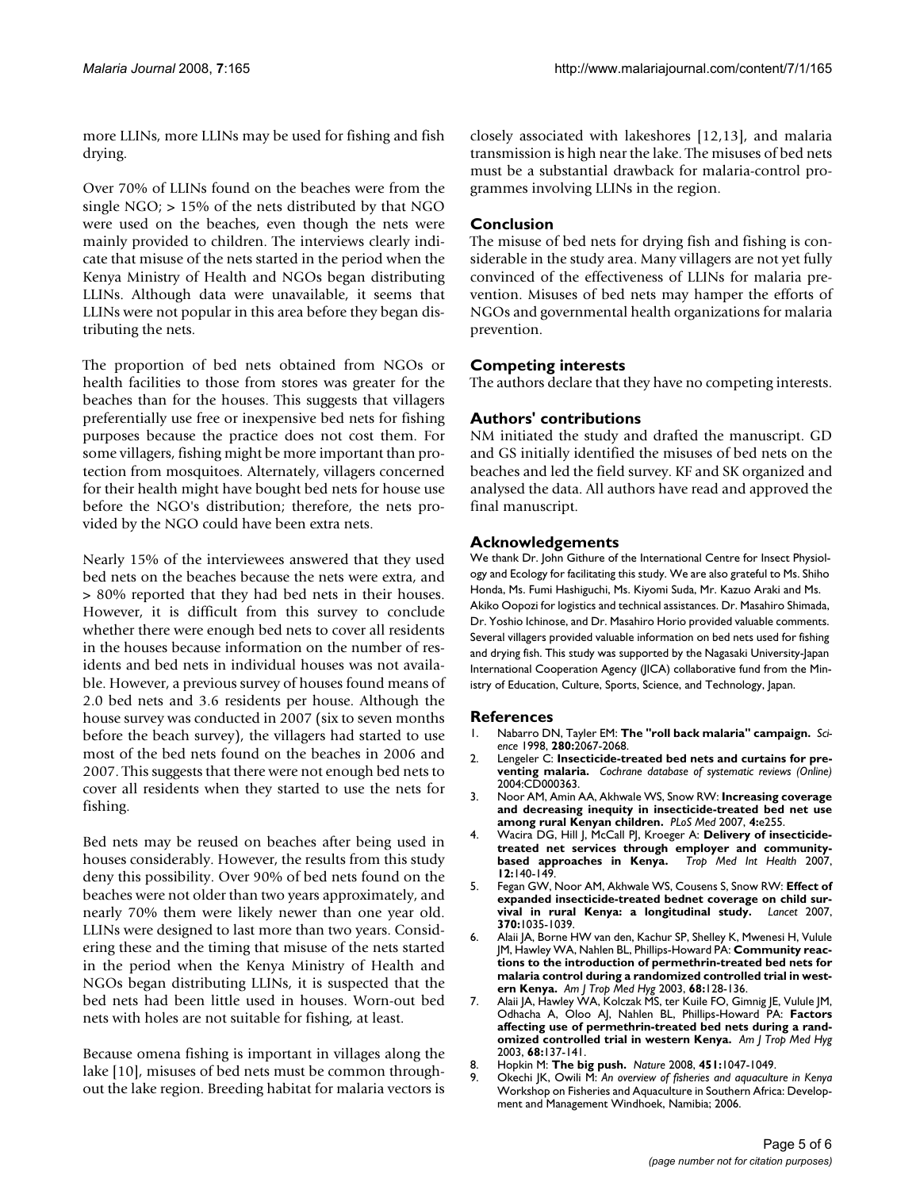more LLINs, more LLINs may be used for fishing and fish drying.

Over 70% of LLINs found on the beaches were from the single NGO; > 15% of the nets distributed by that NGO were used on the beaches, even though the nets were mainly provided to children. The interviews clearly indicate that misuse of the nets started in the period when the Kenya Ministry of Health and NGOs began distributing LLINs. Although data were unavailable, it seems that LLINs were not popular in this area before they began distributing the nets.

The proportion of bed nets obtained from NGOs or health facilities to those from stores was greater for the beaches than for the houses. This suggests that villagers preferentially use free or inexpensive bed nets for fishing purposes because the practice does not cost them. For some villagers, fishing might be more important than protection from mosquitoes. Alternately, villagers concerned for their health might have bought bed nets for house use before the NGO's distribution; therefore, the nets provided by the NGO could have been extra nets.

Nearly 15% of the interviewees answered that they used bed nets on the beaches because the nets were extra, and > 80% reported that they had bed nets in their houses. However, it is difficult from this survey to conclude whether there were enough bed nets to cover all residents in the houses because information on the number of residents and bed nets in individual houses was not available. However, a previous survey of houses found means of 2.0 bed nets and 3.6 residents per house. Although the house survey was conducted in 2007 (six to seven months before the beach survey), the villagers had started to use most of the bed nets found on the beaches in 2006 and 2007. This suggests that there were not enough bed nets to cover all residents when they started to use the nets for fishing.

Bed nets may be reused on beaches after being used in houses considerably. However, the results from this study deny this possibility. Over 90% of bed nets found on the beaches were not older than two years approximately, and nearly 70% them were likely newer than one year old. LLINs were designed to last more than two years. Considering these and the timing that misuse of the nets started in the period when the Kenya Ministry of Health and NGOs began distributing LLINs, it is suspected that the bed nets had been little used in houses. Worn-out bed nets with holes are not suitable for fishing, at least.

Because omena fishing is important in villages along the lake [10], misuses of bed nets must be common throughout the lake region. Breeding habitat for malaria vectors is closely associated with lakeshores [12,13], and malaria transmission is high near the lake. The misuses of bed nets must be a substantial drawback for malaria-control programmes involving LLINs in the region.

## Conclusion

The misuse of bed nets for drying fish and fishing is considerable in the study area. Many villagers are not yet fully convinced of the effectiveness of LLINs for malaria prevention. Misuses of bed nets may hamper the efforts of NGOs and governmental health organizations for malaria prevention.

## Competing interests

The authors declare that they have no competing interests.

## Authors' contributions

NM initiated the study and drafted the manuscript. GD and GS initially identified the misuses of bed nets on the beaches and led the field survey. KF and SK organized and analysed the data. All authors have read and approved the final manuscript.

## Acknowledgements

We thank Dr. John Githure of the International Centre for Insect Physiology and Ecology for facilitating this study. We are also grateful to Ms. Shiho Honda, Ms. Fumi Hashiguchi, Ms. Kiyomi Suda, Mr. Kazuo Araki and Ms. Akiko Oopozi for logistics and technical assistances. Dr. Masahiro Shimada, Dr. Yoshio Ichinose, and Dr. Masahiro Horio provided valuable comments. Several villagers provided valuable information on bed nets used for fishing and drying fish. This study was supported by the Nagasaki University-Japan International Cooperation Agency (JICA) collaborative fund from the Ministry of Education, Culture, Sports, Science, and Technology, Japan.

## References

1. Nabarro DN, Tayler EM: **The "roll back malaria" campaign.** *Science* 1998, **280:**2067-2068.
2. Lengeler C: **Insecticide-treated bed nets and curtains for preventing malaria.** *Cochrane database of systematic reviews (Online)* 2004:CD000363.
3. Noor AM, Amin AA, Akhwale WS, Snow RW: **Increasing coverage and decreasing inequity in insecticide-treated bed net use among rural Kenyan children.** *PLoS Med* 2007, **4:**e255.
4. Wacira DG, Hill J, McCall PJ, Kroeger A: **Delivery of insecticide-treated net services through employer and community-based approaches in Kenya.** *Trop Med Int Health* 2007, **12:**140-149.
5. Fegan GW, Noor AM, Akhwale WS, Cousens S, Snow RW: **Effect of expanded insecticide-treated bednet coverage on child survival in rural Kenya: a longitudinal study.** *Lancet* 2007, **370:**1035-1039.
6. Alaii JA, Borne HW van den, Kachur SP, Shelley K, Mwenesi H, Vulule JM, Hawley WA, Nahlen BL, Phillips-Howard PA: **Community reactions to the introduction of permethrin-treated bed nets for malaria control during a randomized controlled trial in western Kenya.** *Am J Trop Med Hyg* 2003, **68:**128-136.
7. Alaii JA, Hawley WA, Kolczak MS, ter Kuile FO, Gimnig JE, Vulule JM, Odhacha A, Oloo AJ, Nahlen BL, Phillips-Howard PA: **Factors affecting use of permethrin-treated bed nets during a randomized controlled trial in western Kenya.** *Am J Trop Med Hyg* 2003, **68:**137-141.
8. Hopkin M: **The big push.** *Nature* 2008, **451:**1047-1049.
9. Okechi JK, Owili M: *An overview of fisheries and aquaculture in Kenya* Workshop on Fisheries and Aquaculture in Southern Africa: Development and Management Windhoek, Namibia; 2006.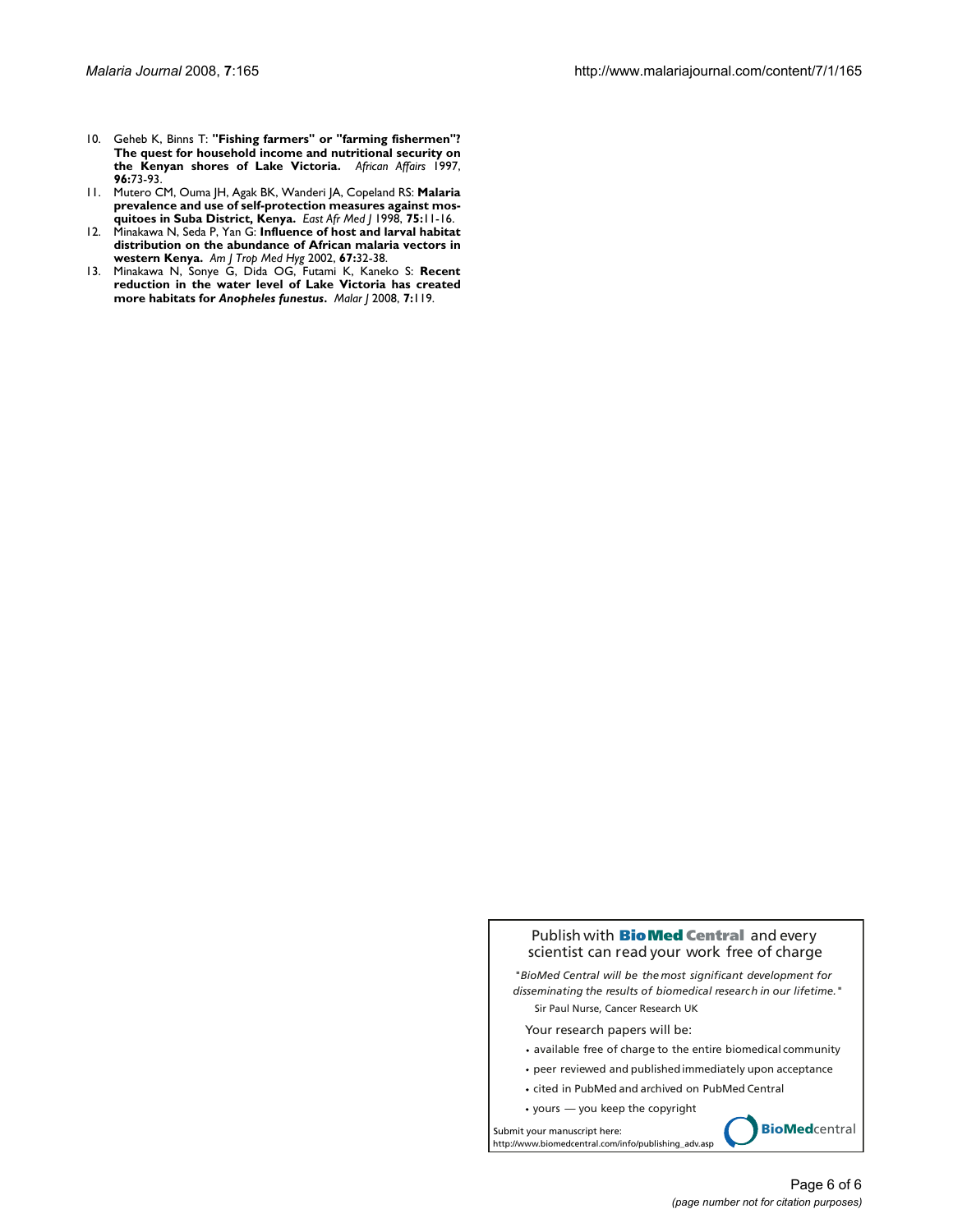10. Geheb K, Binns T: **"Fishing farmers" or "farming fishermen"? The quest for household income and nutritional security on the Kenyan shores of Lake Victoria.** *African Affairs* 1997, **96:**73-93.
11. Mutero CM, Ouma JH, Agak BK, Wanderi JA, Copeland RS: **Malaria prevalence and use of self-protection measures against mosquitoes in Suba District, Kenya.** *East Afr Med J* 1998, **75:**11-16.
12. Minakawa N, Seda P, Yan G: **Influence of host and larval habitat distribution on the abundance of African malaria vectors in western Kenya.** *Am J Trop Med Hyg* 2002, **67:**32-38.
13. Minakawa N, Sonye G, Dida OG, Futami K, Kaneko S: **Recent reduction in the water level of Lake Victoria has created more habitats for *Anopheles funestus*.** *Malar J* 2008, **7:**119.

Publish with **BioMed Central** and every scientist can read your work free of charge

*"BioMed Central will be the most significant development for disseminating the results of biomedical research in our lifetime."*

Sir Paul Nurse, Cancer Research UK

Your research papers will be:

- available free of charge to the entire biomedical community
- peer reviewed and published immediately upon acceptance
- cited in PubMed and archived on PubMed Central
- yours — you keep the copyright

Submit your manuscript here:
http://www.biomedcentral.com/info/publishing_adv.asp

**BioMed**central